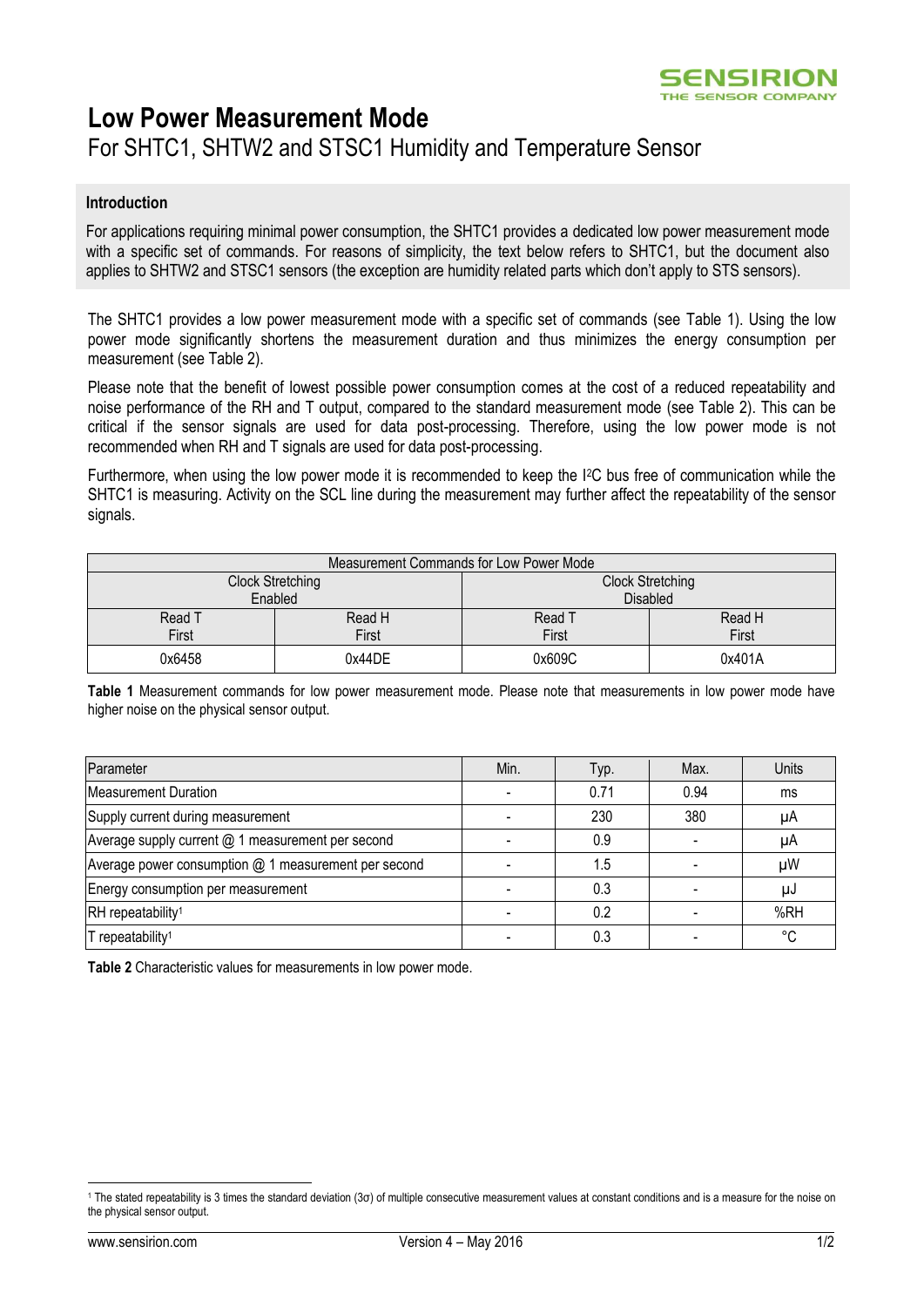# Low Power Measurement Mode

For SHTC1, SHTW2 and STSC1 Humidity and Temperature Sensor

### Introduction

For applications requiring minimal power consumption, the SHTC1 provides a dedicated low power measurement mode with a specific set of commands. For reasons of simplicity, the text below refers to SHTC1, but the document also applies to SHTW2 and STSC1 sensors (the exception are humidity related parts which don't apply to STS sensors).

The SHTC1 provides a low power measurement mode with a specific set of commands (see Table 1). Using the low power mode significantly shortens the measurement duration and thus minimizes the energy consumption per measurement (see Table 2).

Please note that the benefit of lowest possible power consumption comes at the cost of a reduced repeatability and noise performance of the RH and T output, compared to the standard measurement mode (see Table 2). This can be critical if the sensor signals are used for data post-processing. Therefore, using the low power mode is not recommended when RH and T signals are used for data post-processing.

Furthermore, when using the low power mode it is recommended to keep the I²C bus free of communication while the SHTC1 is measuring. Activity on the SCL line during the measurement may further affect the repeatability of the sensor signals.

| Measurement Commands for Low Power Mode | | | |
|---|---|---|---|
| Clock Stretching Enabled | | Clock Stretching Disabled | |
| Read T First | Read H First | Read T First | Read H First |
| 0x6458 | 0x44DE | 0x609C | 0x401A |

**Table 1** Measurement commands for low power measurement mode. Please note that measurements in low power mode have higher noise on the physical sensor output.

| Parameter | Min. | Typ. | Max. | Units |
|---|---|---|---|---|
| Measurement Duration | - | 0.71 | 0.94 | ms |
| Supply current during measurement | - | 230 | 380 | µA |
| Average supply current @ 1 measurement per second | - | 0.9 | - | µA |
| Average power consumption @ 1 measurement per second | - | 1.5 | - | µW |
| Energy consumption per measurement | - | 0.3 | - | µJ |
| RH repeatability[1] | - | 0.2 | - | %RH |
| T repeatability[1] | - | 0.3 | - | °C |

**Table 2** Characteristic values for measurements in low power mode.

[1] The stated repeatability is 3 times the standard deviation (3σ) of multiple consecutive measurement values at constant conditions and is a measure for the noise on the physical sensor output.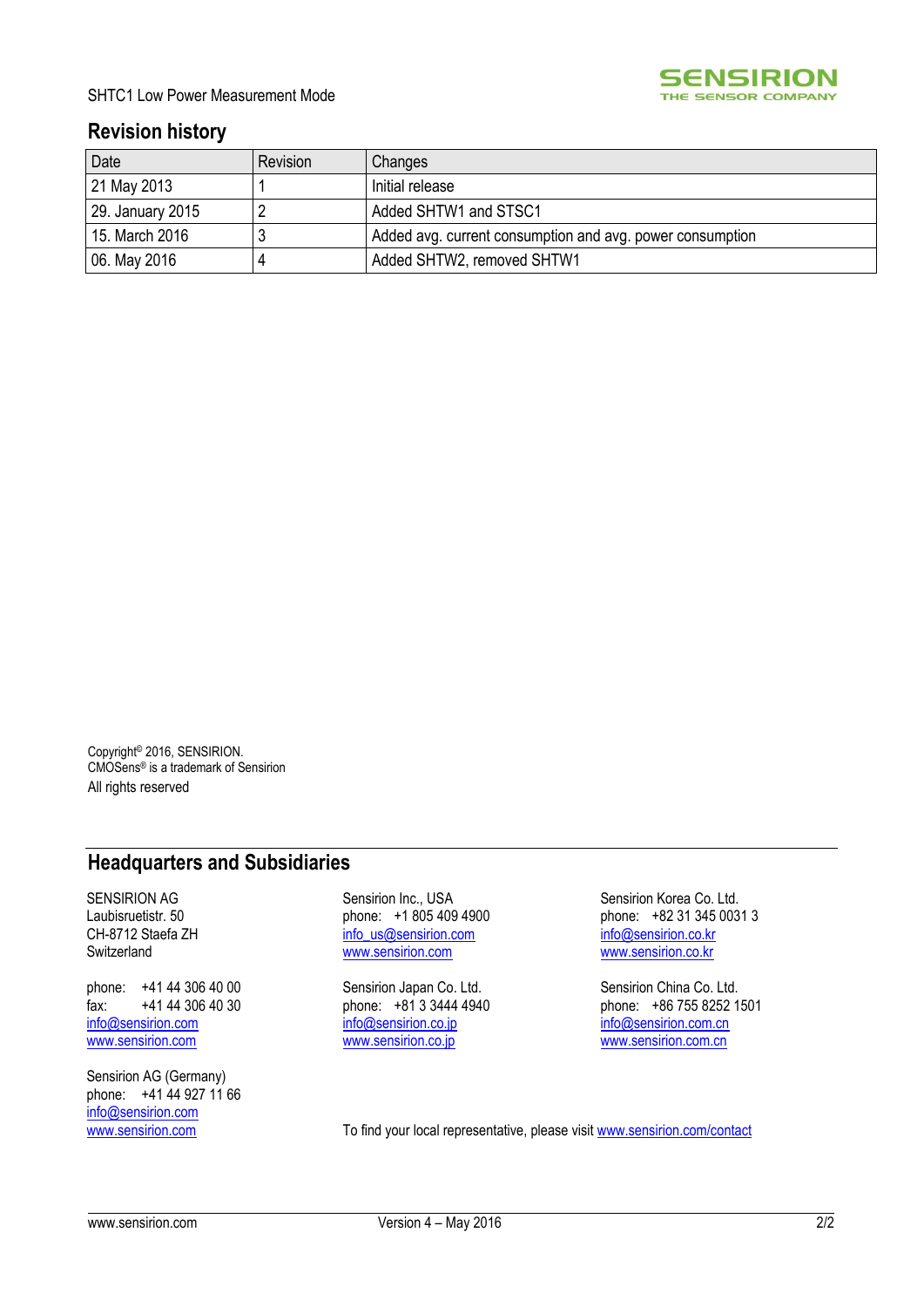## Revision history

| Date | Revision | Changes |
|---|---|---|
| 21 May 2013 | 1 | Initial release |
| 29. January 2015 | 2 | Added SHTW1 and STSC1 |
| 15. March 2016 | 3 | Added avg. current consumption and avg. power consumption |
| 06. May 2016 | 4 | Added SHTW2, removed SHTW1 |

Copyright© 2016, SENSIRION.
CMOSens® is a trademark of Sensirion
All rights reserved

## Headquarters and Subsidiaries

SENSIRION AG
Laubisruetistr. 50
CH-8712 Staefa ZH
Switzerland

phone: +41 44 306 40 00
fax: +41 44 306 40 30
info@sensirion.com
www.sensirion.com

Sensirion AG (Germany)
phone: +41 44 927 11 66
info@sensirion.com
www.sensirion.com

Sensirion Inc., USA
phone: +1 805 409 4900
info_us@sensirion.com
www.sensirion.com

Sensirion Japan Co. Ltd.
phone: +81 3 3444 4940
info@sensirion.co.jp
www.sensirion.co.jp

Sensirion Korea Co. Ltd.
phone: +82 31 345 0031 3
info@sensirion.co.kr
www.sensirion.co.kr

Sensirion China Co. Ltd.
phone: +86 755 8252 1501
info@sensirion.com.cn
www.sensirion.com.cn

To find your local representative, please visit www.sensirion.com/contact